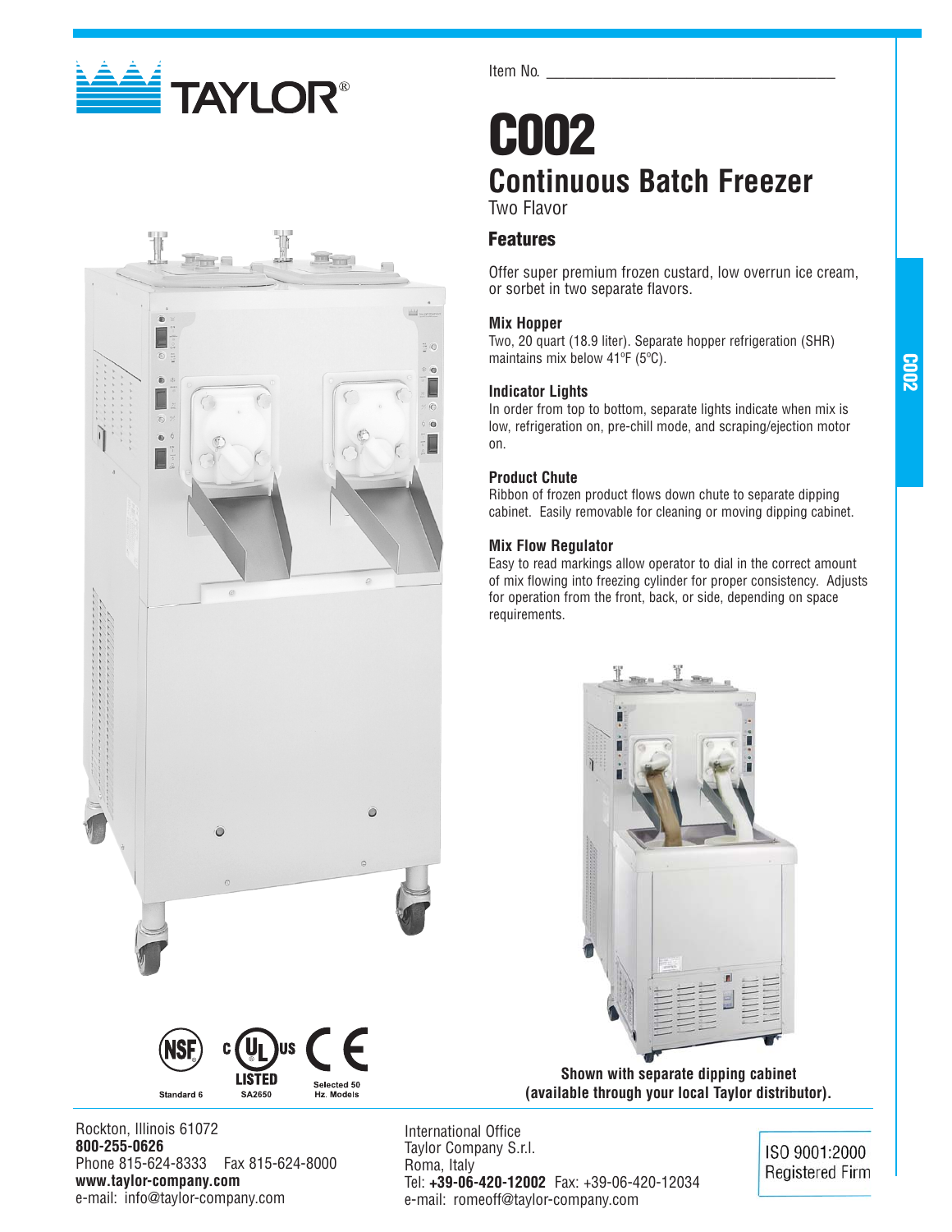Item No. ___________________________________

# C002

## Continuous Batch Freezer

Two Flavor

### Features

Offer super premium frozen custard, low overrun ice cream, or sorbet in two separate flavors.

**Mix Hopper**
Two, 20 quart (18.9 liter). Separate hopper refrigeration (SHR) maintains mix below 41ºF (5ºC).

**Indicator Lights**
In order from top to bottom, separate lights indicate when mix is low, refrigeration on, pre-chill mode, and scraping/ejection motor on.

**Product Chute**
Ribbon of frozen product flows down chute to separate dipping cabinet. Easily removable for cleaning or moving dipping cabinet.

**Mix Flow Regulator**
Easy to read markings allow operator to dial in the correct amount of mix flowing into freezing cylinder for proper consistency. Adjusts for operation from the front, back, or side, depending on space requirements.

**Shown with separate dipping cabinet (available through your local Taylor distributor).**

Standard 6 | LISTED SA2650 | Selected 50 Hz. Models

Rockton, Illinois 61072
**800-255-0626**
Phone 815-624-8333 Fax 815-624-8000
**www.taylor-company.com**
e-mail: info@taylor-company.com

International Office
Taylor Company S.r.l.
Roma, Italy
Tel: **+39-06-420-12002** Fax: +39-06-420-12034
e-mail: romeoff@taylor-company.com

ISO 9001:2000 Registered Firm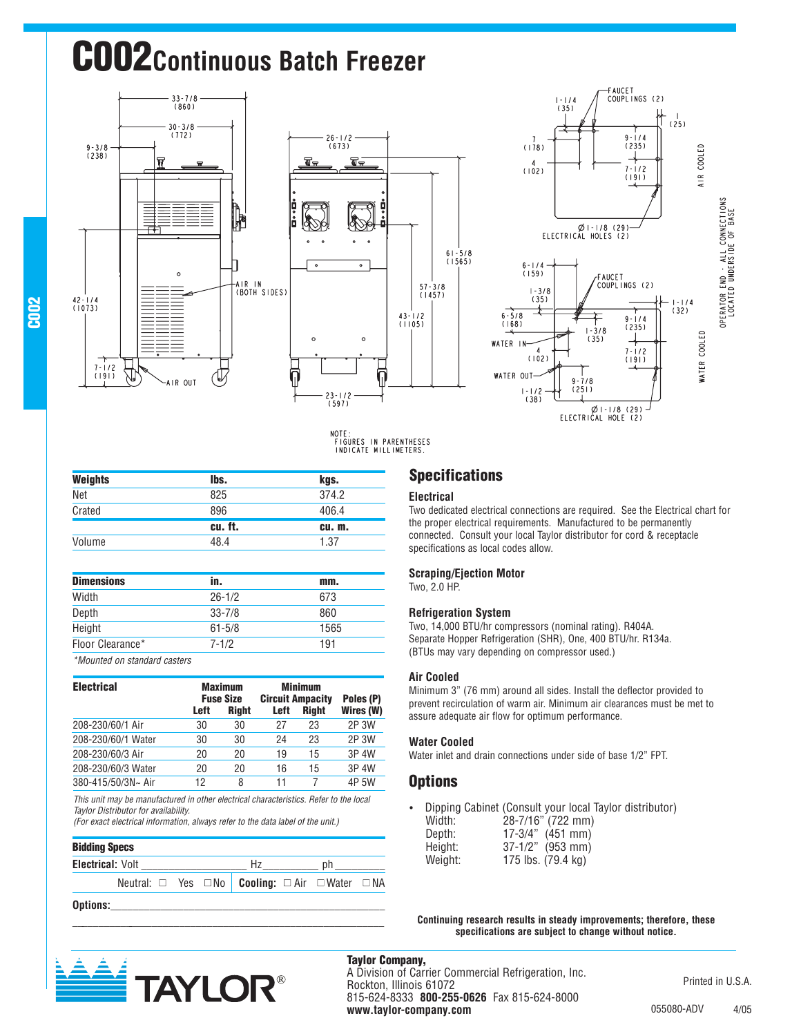# C002 Continuous Batch Freezer

33-7/8 (860)
30-3/8 (772)
9-3/8 (238)
26-1/2 (673)
61-5/8 (1565)
57-3/8 (1457)
43-1/2 (1105)
42-1/4 (1073)
7-1/2 (191)
23-1/2 (597)
AIR IN (BOTH SIDES)
AIR OUT

FAUCET COUPLINGS (2)
1-1/4 (35)
1 (25)
7 (178)
4 (102)
9-1/4 (235)
7-1/2 (191)
Ø 1-1/8 (29) ELECTRICAL HOLES (2)
AIR COOLED

6-1/4 (159)
FAUCET COUPLINGS (2)
1-3/8 (35)
1-1/4 (32)
6-5/8 (168)
9-1/4 (235)
1-3/8 (35)
WATER IN
4 (102)
7-1/2 (191)
WATER OUT
9-7/8 (251)
1-1/2 (38)
Ø 1-1/8 (29) ELECTRICAL HOLE (2)
WATER COOLED

OPERATOR END - ALL CONNECTIONS LOCATED UNDERSIDE OF BASE

NOTE: FIGURES IN PARENTHESES INDICATE MILLIMETERS.

| Weights | lbs. | kgs. |
|---|---|---|
| Net | 825 | 374.2 |
| Crated | 896 | 406.4 |
| | **cu. ft.** | **cu. m.** |
| Volume | 48.4 | 1.37 |

| Dimensions | in. | mm. |
|---|---|---|
| Width | 26-1/2 | 673 |
| Depth | 33-7/8 | 860 |
| Height | 61-5/8 | 1565 |
| Floor Clearance* | 7-1/2 | 191 |

*\*Mounted on standard casters*

| Electrical | Maximum Fuse Size | | Minimum Circuit Ampacity | | Poles (P) Wires (W) |
|---|---|---|---|---|---|
| | Left | Right | Left | Right | |
| 208-230/60/1 Air | 30 | 30 | 27 | 23 | 2P 3W |
| 208-230/60/1 Water | 30 | 30 | 24 | 23 | 2P 3W |
| 208-230/60/3 Air | 20 | 20 | 19 | 15 | 3P 4W |
| 208-230/60/3 Water | 20 | 20 | 16 | 15 | 3P 4W |
| 380-415/50/3N~ Air | 12 | 8 | 11 | 7 | 4P 5W |

*This unit may be manufactured in other electrical characteristics. Refer to the local Taylor Distributor for availability.*
*(For exact electrical information, always refer to the data label of the unit.)*

**Bidding Specs**

**Electrical:** Volt __________________ Hz__________ ph _________

Neutral: ☐ Yes ☐ No **Cooling:** ☐ Air ☐ Water ☐ NA

**Options:**_______________________________________________

## Specifications

### Electrical

Two dedicated electrical connections are required. See the Electrical chart for the proper electrical requirements. Manufactured to be permanently connected. Consult your local Taylor distributor for cord & receptacle specifications as local codes allow.

### Scraping/Ejection Motor

Two, 2.0 HP.

### Refrigeration System

Two, 14,000 BTU/hr compressors (nominal rating). R404A.
Separate Hopper Refrigeration (SHR), One, 400 BTU/hr. R134a.
(BTUs may vary depending on compressor used.)

### Air Cooled

Minimum 3" (76 mm) around all sides. Install the deflector provided to prevent recirculation of warm air. Minimum air clearances must be met to assure adequate air flow for optimum performance.

### Water Cooled

Water inlet and drain connections under side of base 1/2" FPT.

## Options

- Dipping Cabinet (Consult your local Taylor distributor)
  - Width: 28-7/16" (722 mm)
  - Depth: 17-3/4" (451 mm)
  - Height: 37-1/2" (953 mm)
  - Weight: 175 lbs. (79.4 kg)

**Continuing research results in steady improvements; therefore, these specifications are subject to change without notice.**

TAYLOR®

**Taylor Company,**
A Division of Carrier Commercial Refrigeration, Inc.
Rockton, Illinois 61072
815-624-8333 **800-255-0626** Fax 815-624-8000
**www.taylor-company.com**

Printed in U.S.A.

055080-ADV 4/05